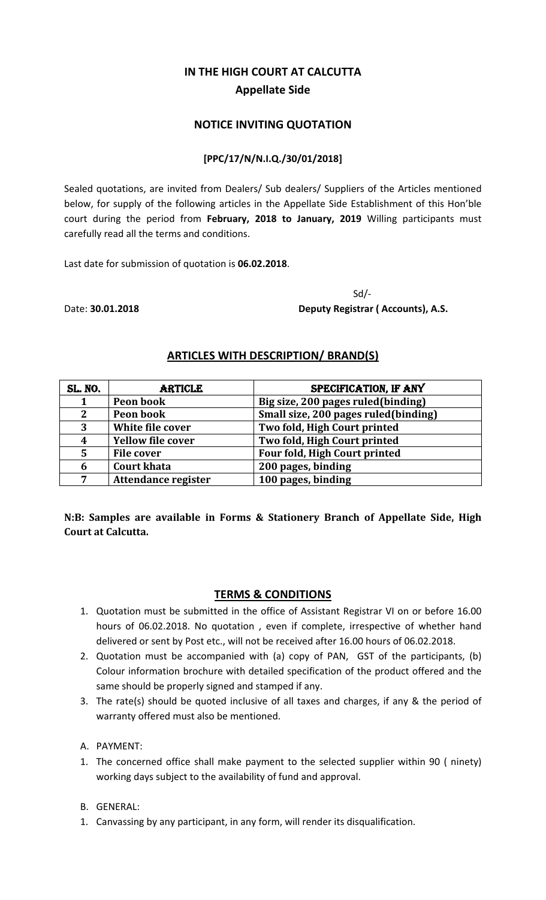# IN THE HIGH COURT AT CALCUTTA

## Appellate Side

## NOTICE INVITING QUOTATION

**[PPC/17/N/N.I.Q./30/01/2018]**

Sealed quotations, are invited from Dealers/ Sub dealers/ Suppliers of the Articles mentioned below, for supply of the following articles in the Appellate Side Establishment of this Hon'ble court during the period from **February, 2018 to January, 2019** Willing participants must carefully read all the terms and conditions.

Last date for submission of quotation is **06.02.2018**.

Sd/-

Date: **30.01.2018** **Deputy Registrar ( Accounts), A.S.**

## ARTICLES WITH DESCRIPTION/ BRAND(S)

| SL. NO. | ARTICLE | SPECIFICATION, IF ANY |
|---|---|---|
| 1 | Peon book | Big size, 200 pages ruled(binding) |
| 2 | Peon book | Small size, 200 pages ruled(binding) |
| 3 | White file cover | Two fold, High Court printed |
| 4 | Yellow file cover | Two fold, High Court printed |
| 5 | File cover | Four fold, High Court printed |
| 6 | Court khata | 200 pages, binding |
| 7 | Attendance register | 100 pages, binding |

**N:B: Samples are available in Forms & Stationery Branch of Appellate Side, High Court at Calcutta.**

## TERMS & CONDITIONS

1. Quotation must be submitted in the office of Assistant Registrar VI on or before 16.00 hours of 06.02.2018. No quotation , even if complete, irrespective of whether hand delivered or sent by Post etc., will not be received after 16.00 hours of 06.02.2018.
2. Quotation must be accompanied with (a) copy of PAN, GST of the participants, (b) Colour information brochure with detailed specification of the product offered and the same should be properly signed and stamped if any.
3. The rate(s) should be quoted inclusive of all taxes and charges, if any & the period of warranty offered must also be mentioned.

A. PAYMENT:

1. The concerned office shall make payment to the selected supplier within 90 ( ninety) working days subject to the availability of fund and approval.

B. GENERAL:

1. Canvassing by any participant, in any form, will render its disqualification.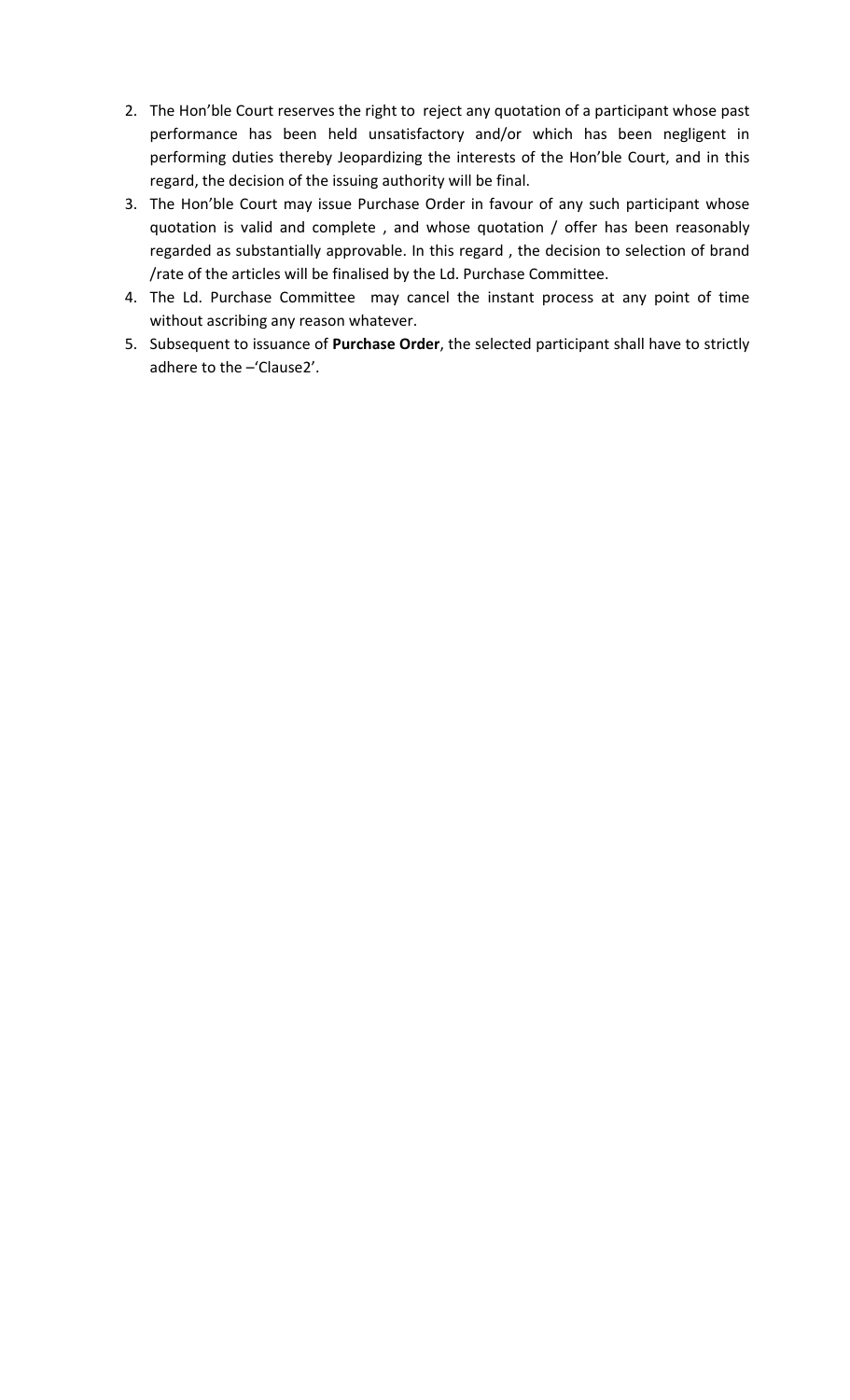2. The Hon'ble Court reserves the right to reject any quotation of a participant whose past performance has been held unsatisfactory and/or which has been negligent in performing duties thereby Jeopardizing the interests of the Hon'ble Court, and in this regard, the decision of the issuing authority will be final.
3. The Hon'ble Court may issue Purchase Order in favour of any such participant whose quotation is valid and complete , and whose quotation / offer has been reasonably regarded as substantially approvable. In this regard , the decision to selection of brand /rate of the articles will be finalised by the Ld. Purchase Committee.
4. The Ld. Purchase Committee may cancel the instant process at any point of time without ascribing any reason whatever.
5. Subsequent to issuance of **Purchase Order**, the selected participant shall have to strictly adhere to the –'Clause2'.